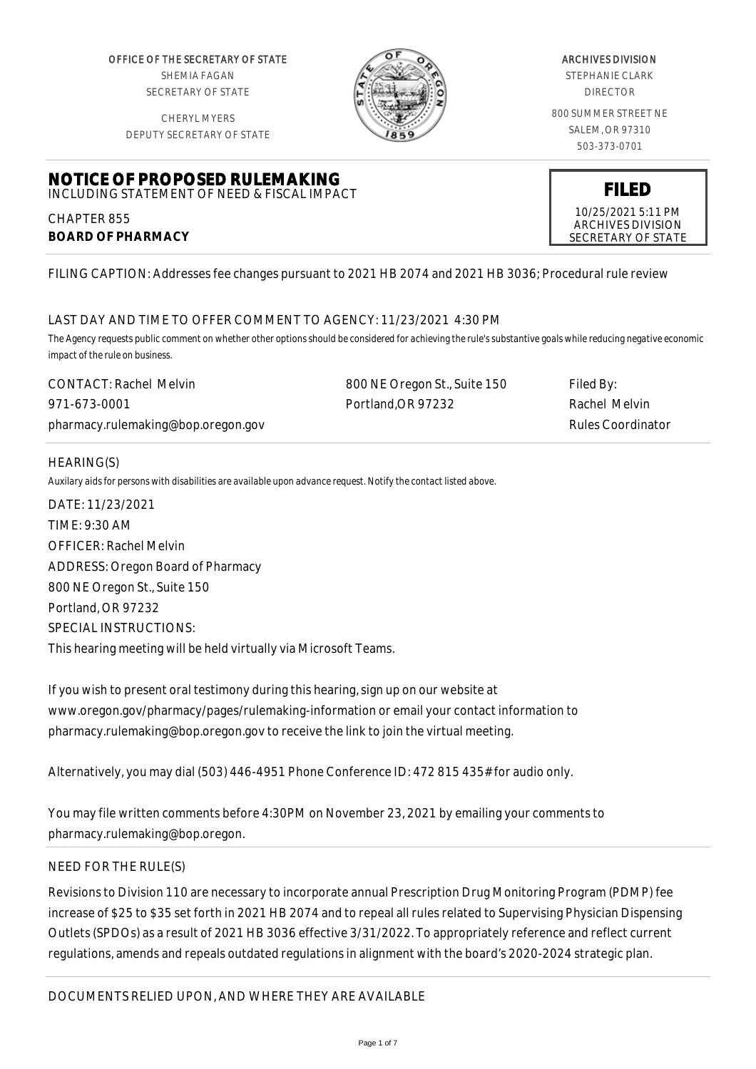OFFICE OF THE SECRETARY OF STATE
SHEMIA FAGAN
SECRETARY OF STATE

CHERYL MYERS
DEPUTY SECRETARY OF STATE

ARCHIVES DIVISION
STEPHANIE CLARK
DIRECTOR

800 SUMMER STREET NE
SALEM, OR 97310
503-373-0701

# NOTICE OF PROPOSED RULEMAKING

INCLUDING STATEMENT OF NEED & FISCAL IMPACT

**FILED**
10/25/2021 5:11 PM
ARCHIVES DIVISION
SECRETARY OF STATE

CHAPTER 855
**BOARD OF PHARMACY**

FILING CAPTION: Addresses fee changes pursuant to 2021 HB 2074 and 2021 HB 3036; Procedural rule review

LAST DAY AND TIME TO OFFER COMMENT TO AGENCY: 11/23/2021 4:30 PM

The Agency requests public comment on whether other options should be considered for achieving the rule's substantive goals while reducing negative economic impact of the rule on business.

| CONTACT: Rachel Melvin | 800 NE Oregon St., Suite 150 | Filed By: |
|---|---|---|
| 971-673-0001 | Portland,OR 97232 | Rachel Melvin |
| pharmacy.rulemaking@bop.oregon.gov | | Rules Coordinator |

HEARING(S)

Auxilary aids for persons with disabilities are available upon advance request. Notify the contact listed above.

DATE: 11/23/2021
TIME: 9:30 AM
OFFICER: Rachel Melvin
ADDRESS: Oregon Board of Pharmacy
800 NE Oregon St., Suite 150
Portland, OR 97232
SPECIAL INSTRUCTIONS:
This hearing meeting will be held virtually via Microsoft Teams.

If you wish to present oral testimony during this hearing, sign up on our website at www.oregon.gov/pharmacy/pages/rulemaking-information or email your contact information to pharmacy.rulemaking@bop.oregon.gov to receive the link to join the virtual meeting.

Alternatively, you may dial (503) 446-4951 Phone Conference ID: 472 815 435# for audio only.

You may file written comments before 4:30PM on November 23, 2021 by emailing your comments to pharmacy.rulemaking@bop.oregon.

NEED FOR THE RULE(S)

Revisions to Division 110 are necessary to incorporate annual Prescription Drug Monitoring Program (PDMP) fee increase of $25 to $35 set forth in 2021 HB 2074 and to repeal all rules related to Supervising Physician Dispensing Outlets (SPDOs) as a result of 2021 HB 3036 effective 3/31/2022. To appropriately reference and reflect current regulations, amends and repeals outdated regulations in alignment with the board's 2020-2024 strategic plan.

DOCUMENTS RELIED UPON, AND WHERE THEY ARE AVAILABLE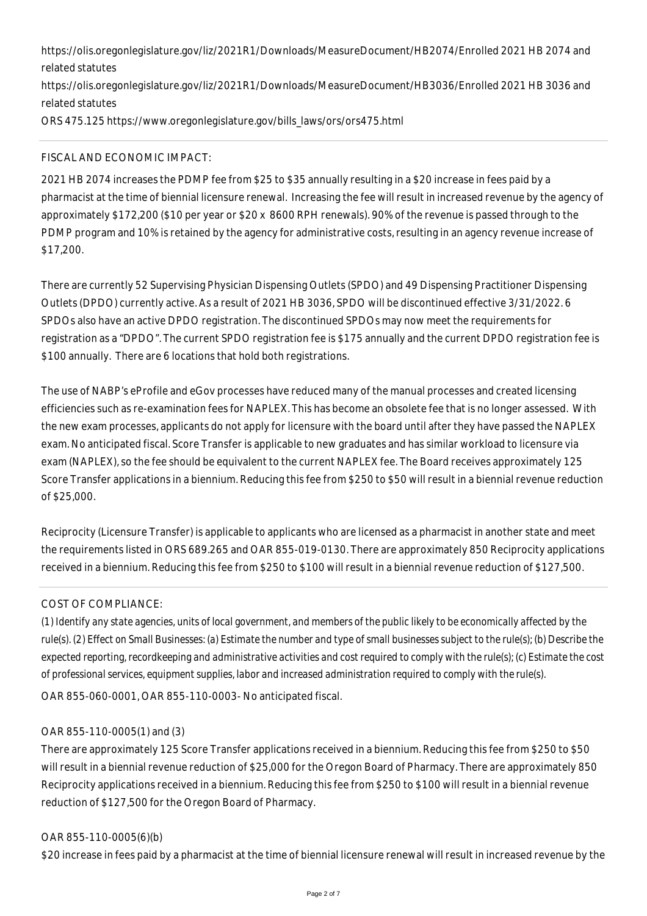https://olis.oregonlegislature.gov/liz/2021R1/Downloads/MeasureDocument/HB2074/Enrolled 2021 HB 2074 and related statutes
https://olis.oregonlegislature.gov/liz/2021R1/Downloads/MeasureDocument/HB3036/Enrolled 2021 HB 3036 and related statutes
ORS 475.125 https://www.oregonlegislature.gov/bills_laws/ors/ors475.html

FISCAL AND ECONOMIC IMPACT:

2021 HB 2074 increases the PDMP fee from $25 to $35 annually resulting in a $20 increase in fees paid by a pharmacist at the time of biennial licensure renewal. Increasing the fee will result in increased revenue by the agency of approximately $172,200 ($10 per year or $20 x 8600 RPH renewals). 90% of the revenue is passed through to the PDMP program and 10% is retained by the agency for administrative costs, resulting in an agency revenue increase of $17,200.

There are currently 52 Supervising Physician Dispensing Outlets (SPDO) and 49 Dispensing Practitioner Dispensing Outlets (DPDO) currently active. As a result of 2021 HB 3036, SPDO will be discontinued effective 3/31/2022. 6 SPDOs also have an active DPDO registration. The discontinued SPDOs may now meet the requirements for registration as a "DPDO". The current SPDO registration fee is $175 annually and the current DPDO registration fee is $100 annually. There are 6 locations that hold both registrations.

The use of NABP's eProfile and eGov processes have reduced many of the manual processes and created licensing efficiencies such as re-examination fees for NAPLEX. This has become an obsolete fee that is no longer assessed. With the new exam processes, applicants do not apply for licensure with the board until after they have passed the NAPLEX exam. No anticipated fiscal. Score Transfer is applicable to new graduates and has similar workload to licensure via exam (NAPLEX), so the fee should be equivalent to the current NAPLEX fee. The Board receives approximately 125 Score Transfer applications in a biennium. Reducing this fee from $250 to $50 will result in a biennial revenue reduction of $25,000.

Reciprocity (Licensure Transfer) is applicable to applicants who are licensed as a pharmacist in another state and meet the requirements listed in ORS 689.265 and OAR 855-019-0130. There are approximately 850 Reciprocity applications received in a biennium. Reducing this fee from $250 to $100 will result in a biennial revenue reduction of $127,500.

COST OF COMPLIANCE:

(1) Identify any state agencies, units of local government, and members of the public likely to be economically affected by the rule(s). (2) Effect on Small Businesses: (a) Estimate the number and type of small businesses subject to the rule(s); (b) Describe the expected reporting, recordkeeping and administrative activities and cost required to comply with the rule(s); (c) Estimate the cost of professional services, equipment supplies, labor and increased administration required to comply with the rule(s).

OAR 855-060-0001, OAR 855-110-0003- No anticipated fiscal.

OAR 855-110-0005(1) and (3)
There are approximately 125 Score Transfer applications received in a biennium. Reducing this fee from $250 to $50 will result in a biennial revenue reduction of $25,000 for the Oregon Board of Pharmacy. There are approximately 850 Reciprocity applications received in a biennium. Reducing this fee from $250 to $100 will result in a biennial revenue reduction of $127,500 for the Oregon Board of Pharmacy.

OAR 855-110-0005(6)(b)
$20 increase in fees paid by a pharmacist at the time of biennial licensure renewal will result in increased revenue by the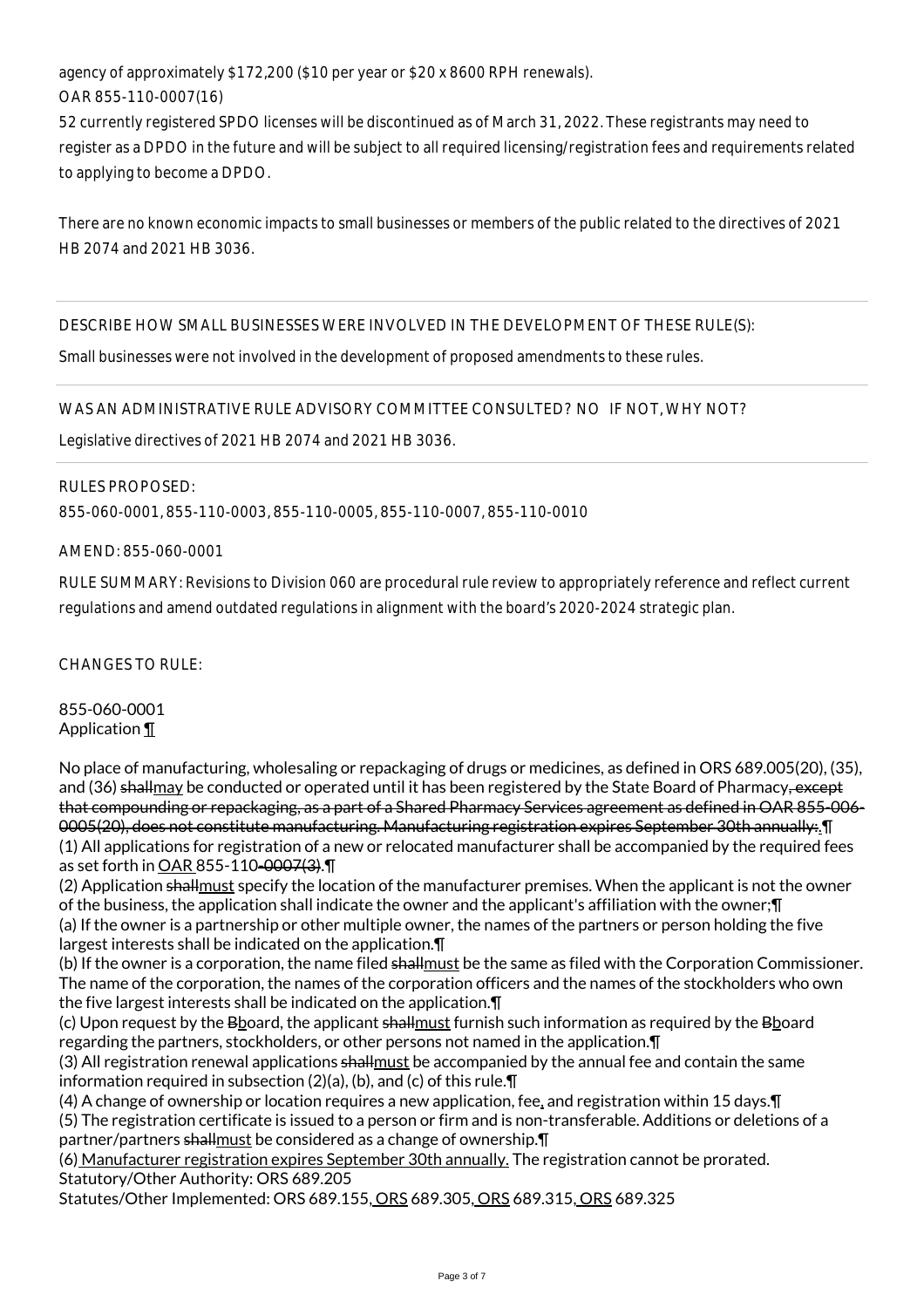agency of approximately $172,200 ($10 per year or $20 x 8600 RPH renewals).

OAR 855-110-0007(16)

52 currently registered SPDO licenses will be discontinued as of March 31, 2022. These registrants may need to register as a DPDO in the future and will be subject to all required licensing/registration fees and requirements related to applying to become a DPDO.

There are no known economic impacts to small businesses or members of the public related to the directives of 2021 HB 2074 and 2021 HB 3036.

DESCRIBE HOW SMALL BUSINESSES WERE INVOLVED IN THE DEVELOPMENT OF THESE RULE(S):

Small businesses were not involved in the development of proposed amendments to these rules.

WAS AN ADMINISTRATIVE RULE ADVISORY COMMITTEE CONSULTED? NO IF NOT, WHY NOT?

Legislative directives of 2021 HB 2074 and 2021 HB 3036.

RULES PROPOSED:

855-060-0001, 855-110-0003, 855-110-0005, 855-110-0007, 855-110-0010

AMEND: 855-060-0001

RULE SUMMARY: Revisions to Division 060 are procedural rule review to appropriately reference and reflect current regulations and amend outdated regulations in alignment with the board's 2020-2024 strategic plan.

CHANGES TO RULE:

855-060-0001
Application ¶

No place of manufacturing, wholesaling or repackaging of drugs or medicines, as defined in ORS 689.005(20), (35), and (36) shallmay be conducted or operated until it has been registered by the State Board of Pharmacy, except that compounding or repackaging, as a part of a Shared Pharmacy Services agreement as defined in OAR 855-006-0005(20), does not constitute manufacturing. Manufacturing registration expires September 30th annually:.¶
(1) All applications for registration of a new or relocated manufacturer shall be accompanied by the required fees as set forth in OAR 855-110-0007(3).¶
(2) Application shallmust specify the location of the manufacturer premises. When the applicant is not the owner of the business, the application shall indicate the owner and the applicant's affiliation with the owner;¶
(a) If the owner is a partnership or other multiple owner, the names of the partners or person holding the five largest interests shall be indicated on the application.¶
(b) If the owner is a corporation, the name filed shallmust be the same as filed with the Corporation Commissioner. The name of the corporation, the names of the corporation officers and the names of the stockholders who own the five largest interests shall be indicated on the application.¶
(c) Upon request by the Bboard, the applicant shallmust furnish such information as required by the Bboard regarding the partners, stockholders, or other persons not named in the application.¶
(3) All registration renewal applications shallmust be accompanied by the annual fee and contain the same information required in subsection (2)(a), (b), and (c) of this rule.¶
(4) A change of ownership or location requires a new application, fee, and registration within 15 days.¶
(5) The registration certificate is issued to a person or firm and is non-transferable. Additions or deletions of a partner/partners shallmust be considered as a change of ownership.¶
(6) Manufacturer registration expires September 30th annually. The registration cannot be prorated.
Statutory/Other Authority: ORS 689.205
Statutes/Other Implemented: ORS 689.155, ORS 689.305, ORS 689.315, ORS 689.325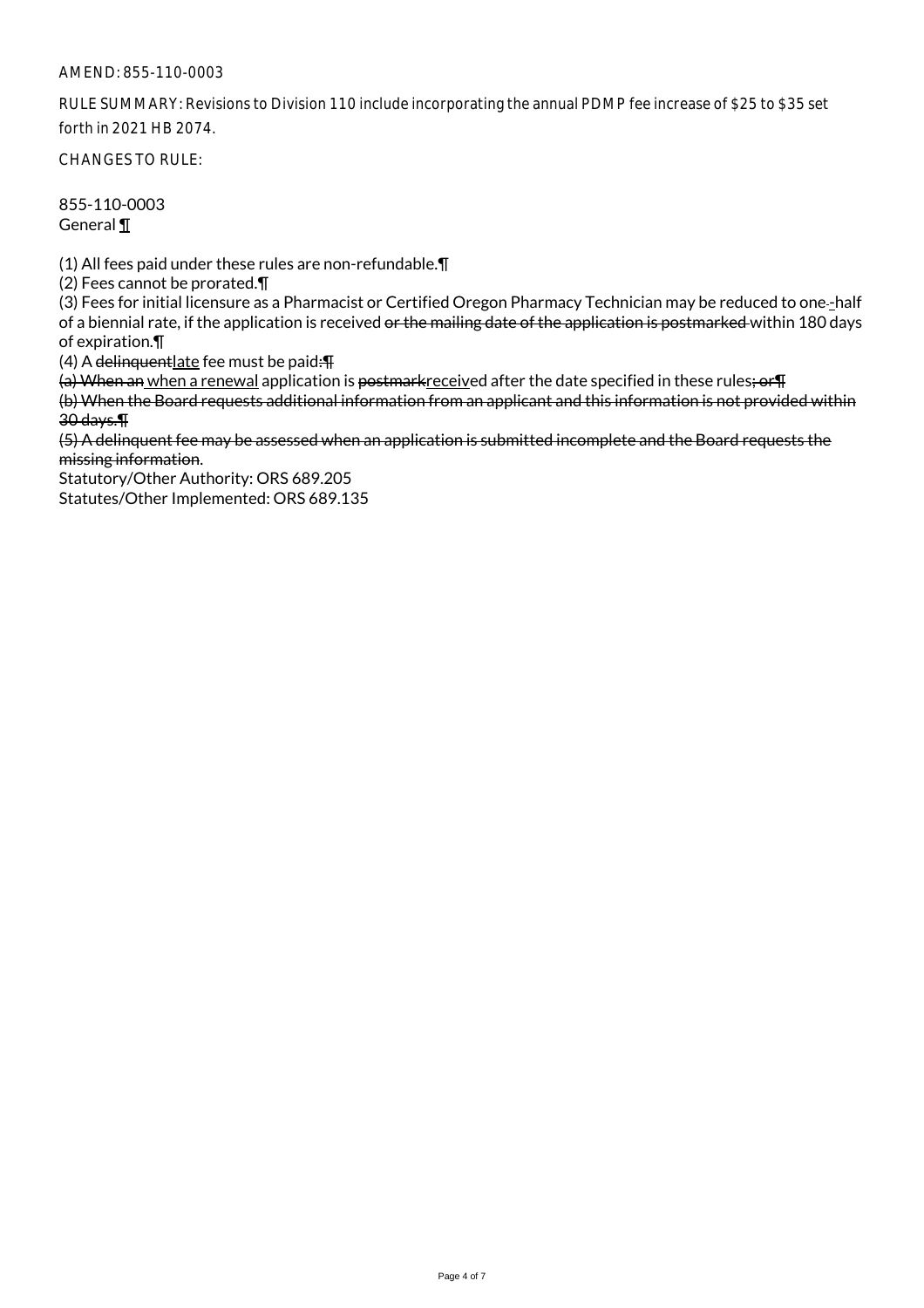AMEND: 855-110-0003

RULE SUMMARY: Revisions to Division 110 include incorporating the annual PDMP fee increase of $25 to $35 set forth in 2021 HB 2074.

CHANGES TO RULE:

855-110-0003
General ¶

(1) All fees paid under these rules are non-refundable.¶
(2) Fees cannot be prorated.¶
(3) Fees for initial licensure as a Pharmacist or Certified Oregon Pharmacy Technician may be reduced to one--half of a biennial rate, if the application is received ~~or the mailing date of the application is postmarked~~ within 180 days of expiration.¶
(4) A ~~delinquent~~late fee must be paid:¶
~~(a) When an~~ when a renewal application is ~~postmark~~received after the date specified in these rules~~; or~~¶
~~(b) When the Board requests additional information from an applicant and this information is not provided within 30 days.¶~~
~~(5) A delinquent fee may be assessed when an application is submitted incomplete and the Board requests the missing information~~.
Statutory/Other Authority: ORS 689.205
Statutes/Other Implemented: ORS 689.135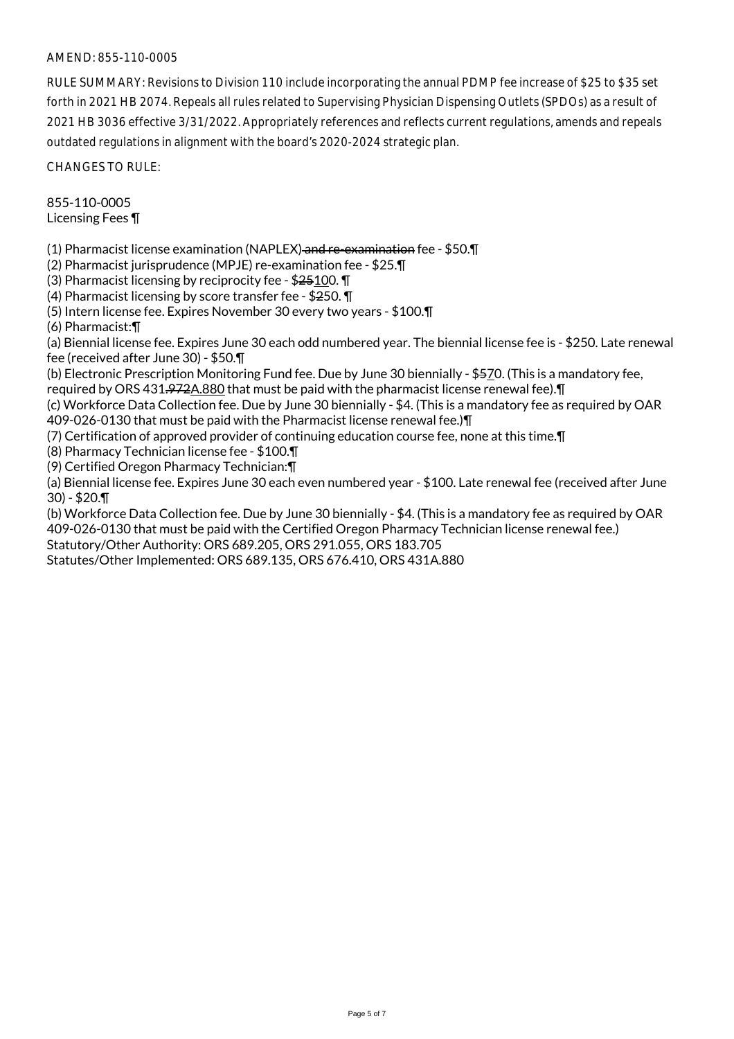AMEND: 855-110-0005

RULE SUMMARY: Revisions to Division 110 include incorporating the annual PDMP fee increase of $25 to $35 set forth in 2021 HB 2074. Repeals all rules related to Supervising Physician Dispensing Outlets (SPDOs) as a result of 2021 HB 3036 effective 3/31/2022. Appropriately references and reflects current regulations, amends and repeals outdated regulations in alignment with the board's 2020-2024 strategic plan.

CHANGES TO RULE:

855-110-0005
Licensing Fees ¶

(1) Pharmacist license examination (NAPLEX) ~~and re-examination~~ fee - $50.¶
(2) Pharmacist jurisprudence (MPJE) re-examination fee - $25.¶
(3) Pharmacist licensing by reciprocity fee - $~~25~~100. ¶
(4) Pharmacist licensing by score transfer fee - $~~2~~50. ¶
(5) Intern license fee. Expires November 30 every two years - $100.¶
(6) Pharmacist:¶
(a) Biennial license fee. Expires June 30 each odd numbered year. The biennial license fee is - $250. Late renewal fee (received after June 30) - $50.¶
(b) Electronic Prescription Monitoring Fund fee. Due by June 30 biennially - $~~5~~70. (This is a mandatory fee, required by ORS 431~~.972~~A.880 that must be paid with the pharmacist license renewal fee).¶
(c) Workforce Data Collection fee. Due by June 30 biennially - $4. (This is a mandatory fee as required by OAR 409-026-0130 that must be paid with the Pharmacist license renewal fee.)¶
(7) Certification of approved provider of continuing education course fee, none at this time.¶
(8) Pharmacy Technician license fee - $100.¶
(9) Certified Oregon Pharmacy Technician:¶
(a) Biennial license fee. Expires June 30 each even numbered year - $100. Late renewal fee (received after June 30) - $20.¶
(b) Workforce Data Collection fee. Due by June 30 biennially - $4. (This is a mandatory fee as required by OAR 409-026-0130 that must be paid with the Certified Oregon Pharmacy Technician license renewal fee.)
Statutory/Other Authority: ORS 689.205, ORS 291.055, ORS 183.705
Statutes/Other Implemented: ORS 689.135, ORS 676.410, ORS 431A.880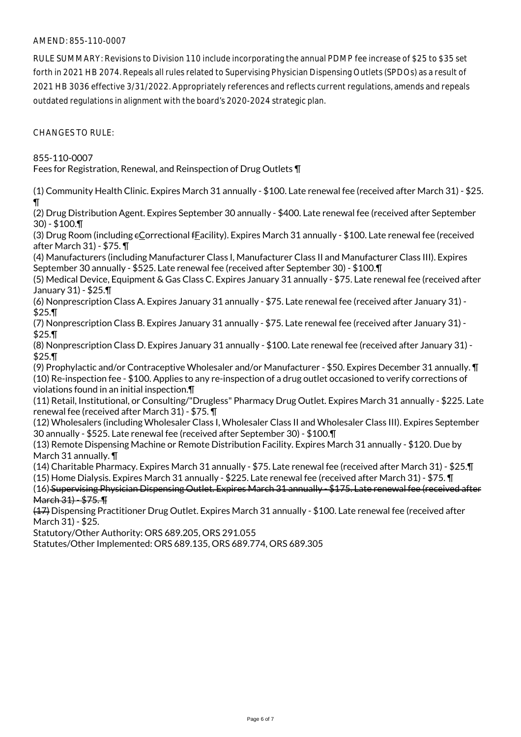AMEND: 855-110-0007

RULE SUMMARY: Revisions to Division 110 include incorporating the annual PDMP fee increase of $25 to $35 set forth in 2021 HB 2074. Repeals all rules related to Supervising Physician Dispensing Outlets (SPDOs) as a result of 2021 HB 3036 effective 3/31/2022. Appropriately references and reflects current regulations, amends and repeals outdated regulations in alignment with the board's 2020-2024 strategic plan.

CHANGES TO RULE:

855-110-0007
Fees for Registration, Renewal, and Reinspection of Drug Outlets ¶

(1) Community Health Clinic. Expires March 31 annually - $100. Late renewal fee (received after March 31) - $25. ¶
(2) Drug Distribution Agent. Expires September 30 annually - $400. Late renewal fee (received after September 30) - $100.¶
(3) Drug Room (including ~~c~~Correctional ~~f~~Facility). Expires March 31 annually - $100. Late renewal fee (received after March 31) - $75. ¶
(4) Manufacturers (including Manufacturer Class I, Manufacturer Class II and Manufacturer Class III). Expires September 30 annually - $525. Late renewal fee (received after September 30) - $100.¶
(5) Medical Device, Equipment & Gas Class C. Expires January 31 annually - $75. Late renewal fee (received after January 31) - $25.¶
(6) Nonprescription Class A. Expires January 31 annually - $75. Late renewal fee (received after January 31) - $25.¶
(7) Nonprescription Class B. Expires January 31 annually - $75. Late renewal fee (received after January 31) - $25.¶
(8) Nonprescription Class D. Expires January 31 annually - $100. Late renewal fee (received after January 31) - $25.¶
(9) Prophylactic and/or Contraceptive Wholesaler and/or Manufacturer - $50. Expires December 31 annually. ¶
(10) Re-inspection fee - $100. Applies to any re-inspection of a drug outlet occasioned to verify corrections of violations found in an initial inspection.¶
(11) Retail, Institutional, or Consulting/"Drugless" Pharmacy Drug Outlet. Expires March 31 annually - $225. Late renewal fee (received after March 31) - $75. ¶
(12) Wholesalers (including Wholesaler Class I, Wholesaler Class II and Wholesaler Class III). Expires September 30 annually - $525. Late renewal fee (received after September 30) - $100.¶
(13) Remote Dispensing Machine or Remote Distribution Facility. Expires March 31 annually - $120. Due by March 31 annually. ¶
(14) Charitable Pharmacy. Expires March 31 annually - $75. Late renewal fee (received after March 31) - $25.¶
(15) Home Dialysis. Expires March 31 annually - $225. Late renewal fee (received after March 31) - $75. ¶
(16) ~~Supervising Physician Dispensing Outlet. Expires March 31 annually - $175. Late renewal fee (received after March 31) - $75. ¶~~
~~(17)~~ Dispensing Practitioner Drug Outlet. Expires March 31 annually - $100. Late renewal fee (received after March 31) - $25.
Statutory/Other Authority: ORS 689.205, ORS 291.055
Statutes/Other Implemented: ORS 689.135, ORS 689.774, ORS 689.305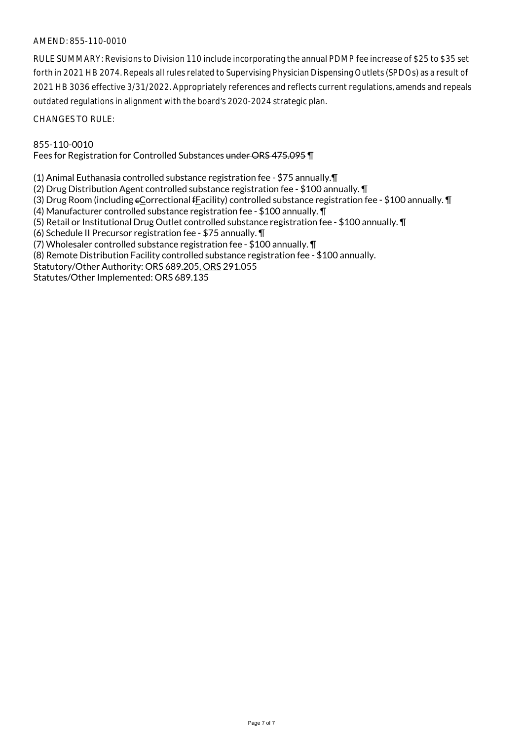AMEND: 855-110-0010

RULE SUMMARY: Revisions to Division 110 include incorporating the annual PDMP fee increase of $25 to $35 set forth in 2021 HB 2074. Repeals all rules related to Supervising Physician Dispensing Outlets (SPDOs) as a result of 2021 HB 3036 effective 3/31/2022. Appropriately references and reflects current regulations, amends and repeals outdated regulations in alignment with the board's 2020-2024 strategic plan.

CHANGES TO RULE:

855-110-0010
Fees for Registration for Controlled Substances ~~under ORS 475.095~~ ¶

(1) Animal Euthanasia controlled substance registration fee - $75 annually.¶
(2) Drug Distribution Agent controlled substance registration fee - $100 annually. ¶
(3) Drug Room (including ~~c~~<u>C</u>orrectional ~~f~~<u>F</u>acility) controlled substance registration fee - $100 annually. ¶
(4) Manufacturer controlled substance registration fee - $100 annually. ¶
(5) Retail or Institutional Drug Outlet controlled substance registration fee - $100 annually. ¶
(6) Schedule II Precursor registration fee - $75 annually. ¶
(7) Wholesaler controlled substance registration fee - $100 annually. ¶
(8) Remote Distribution Facility controlled substance registration fee - $100 annually.
Statutory/Other Authority: ORS 689.205,<u> ORS</u> 291.055
Statutes/Other Implemented: ORS 689.135